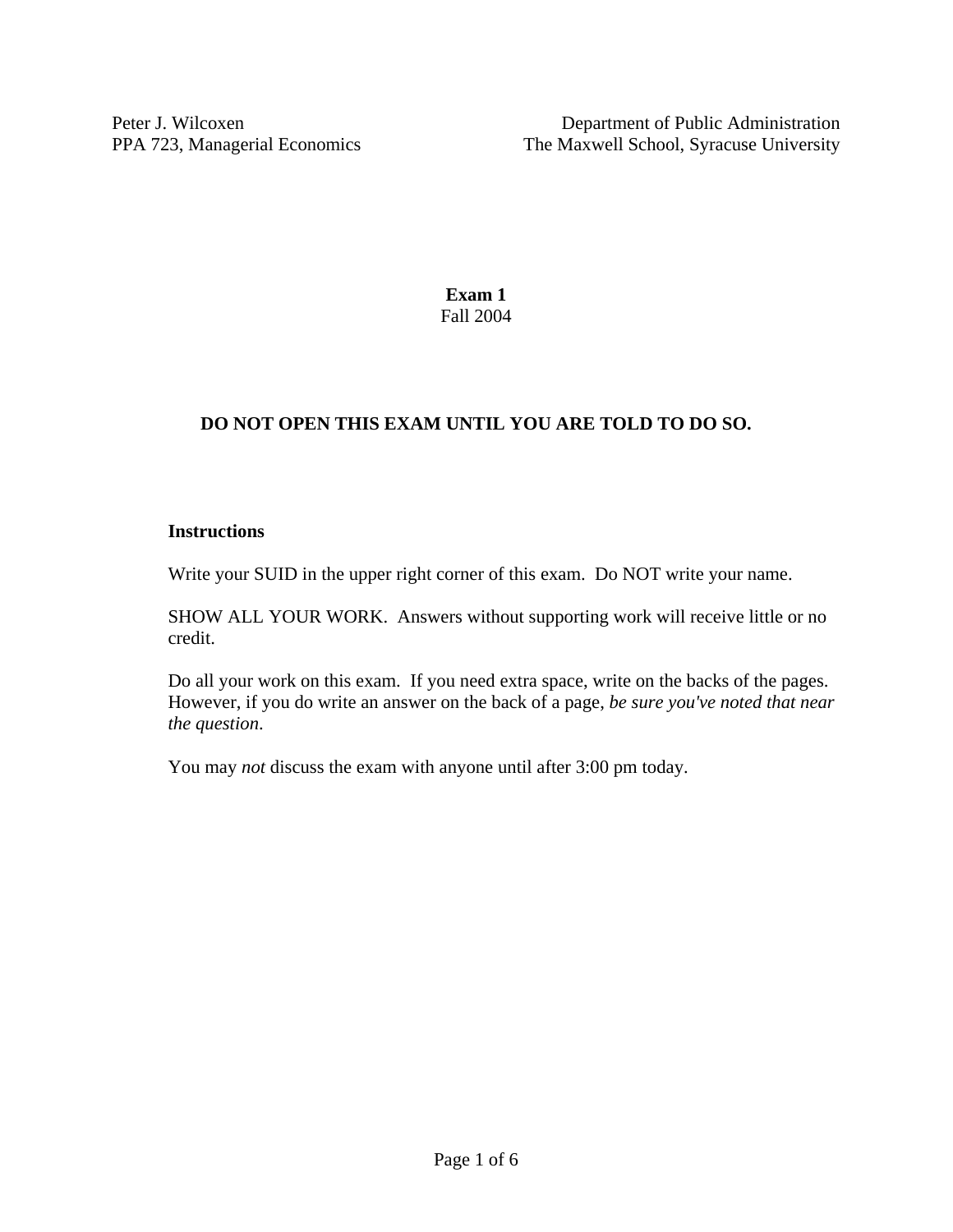Peter J. Wilcoxen
PPA 723, Managerial Economics

Department of Public Administration
The Maxwell School, Syracuse University

**Exam 1**
Fall 2004

**DO NOT OPEN THIS EXAM UNTIL YOU ARE TOLD TO DO SO.**

**Instructions**

Write your SUID in the upper right corner of this exam. Do NOT write your name.

SHOW ALL YOUR WORK. Answers without supporting work will receive little or no credit.

Do all your work on this exam. If you need extra space, write on the backs of the pages. However, if you do write an answer on the back of a page, *be sure you've noted that near the question*.

You may *not* discuss the exam with anyone until after 3:00 pm today.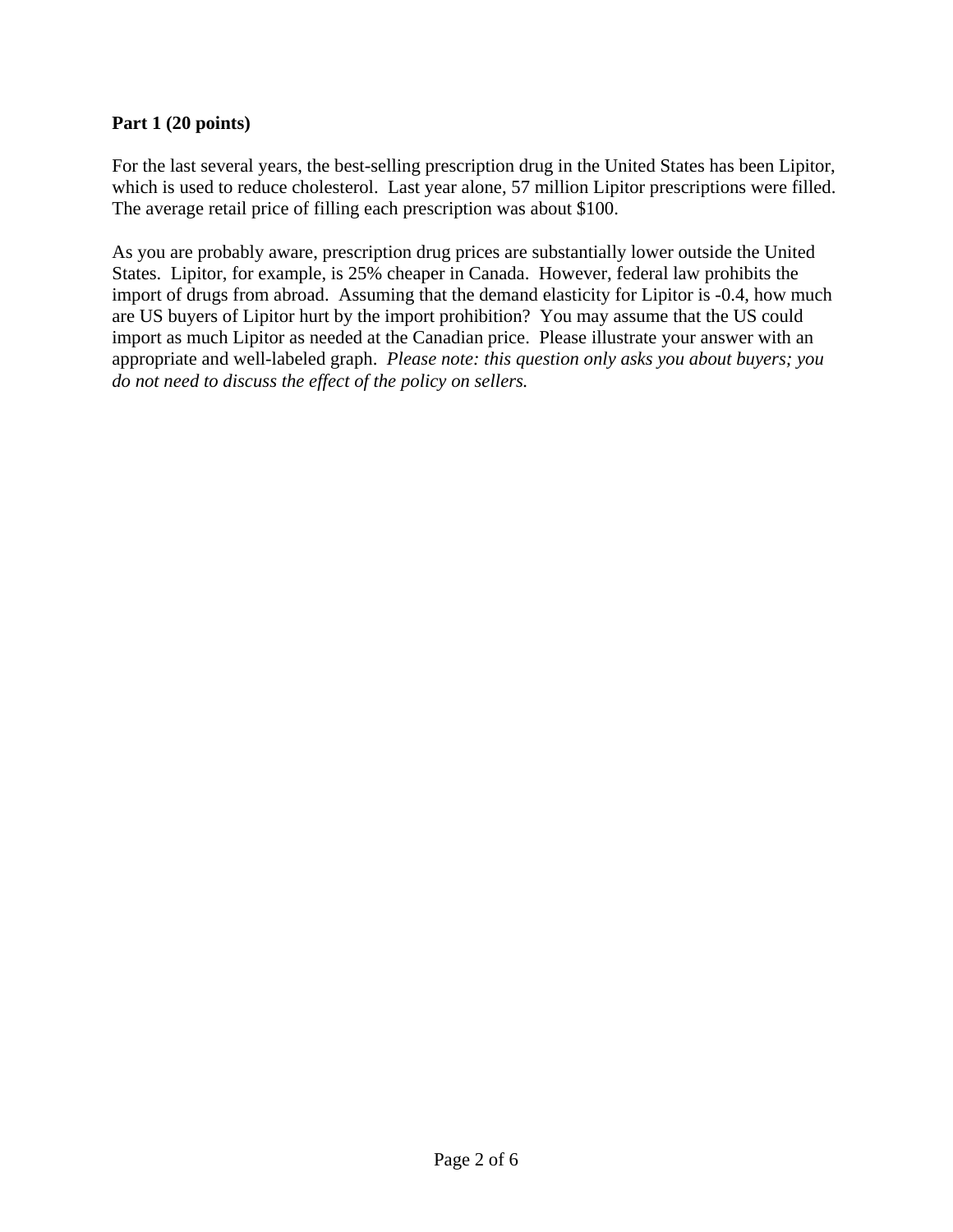**Part 1 (20 points)**

For the last several years, the best-selling prescription drug in the United States has been Lipitor, which is used to reduce cholesterol. Last year alone, 57 million Lipitor prescriptions were filled. The average retail price of filling each prescription was about $100.

As you are probably aware, prescription drug prices are substantially lower outside the United States. Lipitor, for example, is 25% cheaper in Canada. However, federal law prohibits the import of drugs from abroad. Assuming that the demand elasticity for Lipitor is -0.4, how much are US buyers of Lipitor hurt by the import prohibition? You may assume that the US could import as much Lipitor as needed at the Canadian price. Please illustrate your answer with an appropriate and well-labeled graph. *Please note: this question only asks you about buyers; you do not need to discuss the effect of the policy on sellers.*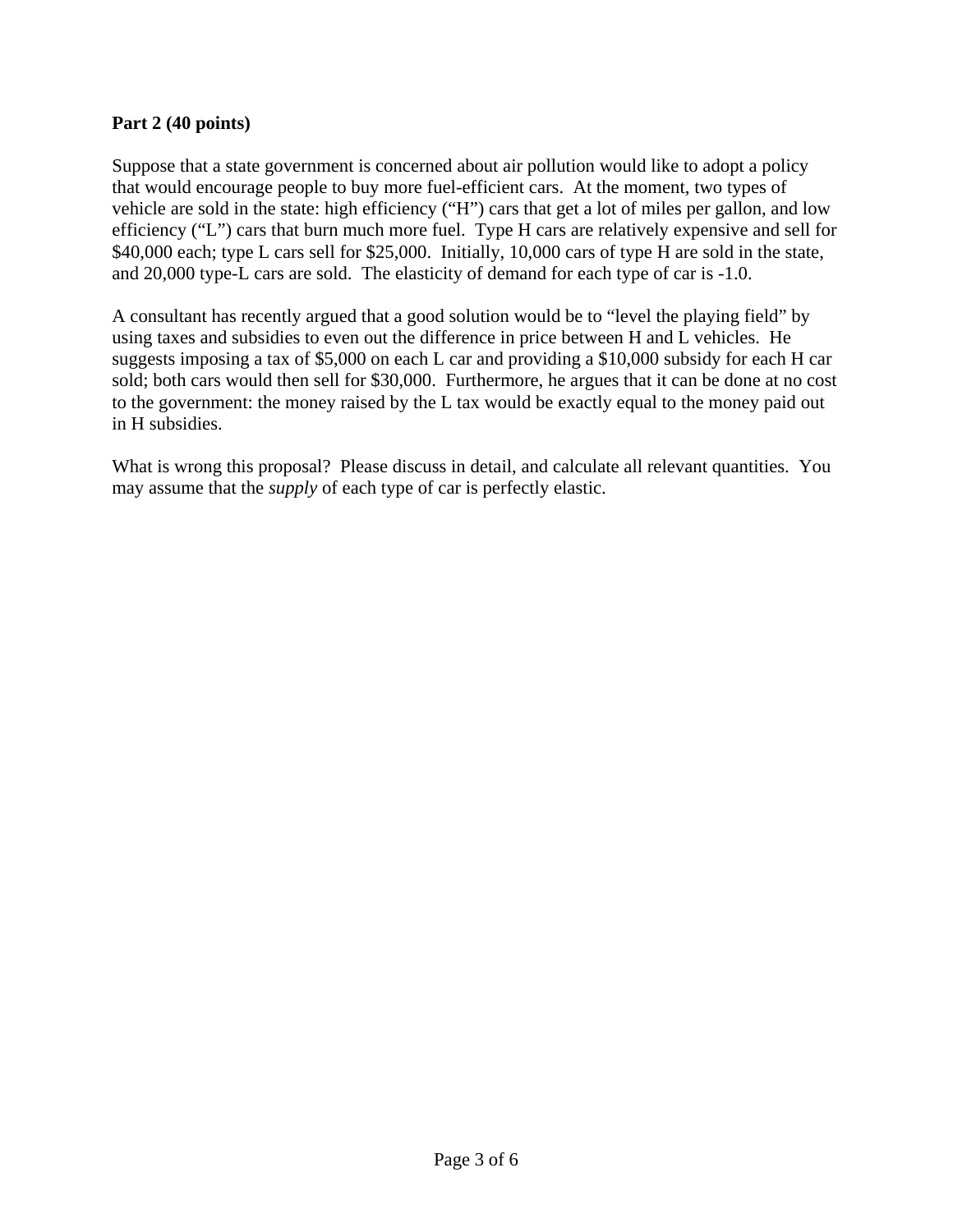**Part 2 (40 points)**

Suppose that a state government is concerned about air pollution would like to adopt a policy that would encourage people to buy more fuel-efficient cars. At the moment, two types of vehicle are sold in the state: high efficiency ("H") cars that get a lot of miles per gallon, and low efficiency ("L") cars that burn much more fuel. Type H cars are relatively expensive and sell for $40,000 each; type L cars sell for $25,000. Initially, 10,000 cars of type H are sold in the state, and 20,000 type-L cars are sold. The elasticity of demand for each type of car is -1.0.

A consultant has recently argued that a good solution would be to "level the playing field" by using taxes and subsidies to even out the difference in price between H and L vehicles. He suggests imposing a tax of $5,000 on each L car and providing a $10,000 subsidy for each H car sold; both cars would then sell for $30,000. Furthermore, he argues that it can be done at no cost to the government: the money raised by the L tax would be exactly equal to the money paid out in H subsidies.

What is wrong this proposal? Please discuss in detail, and calculate all relevant quantities. You may assume that the *supply* of each type of car is perfectly elastic.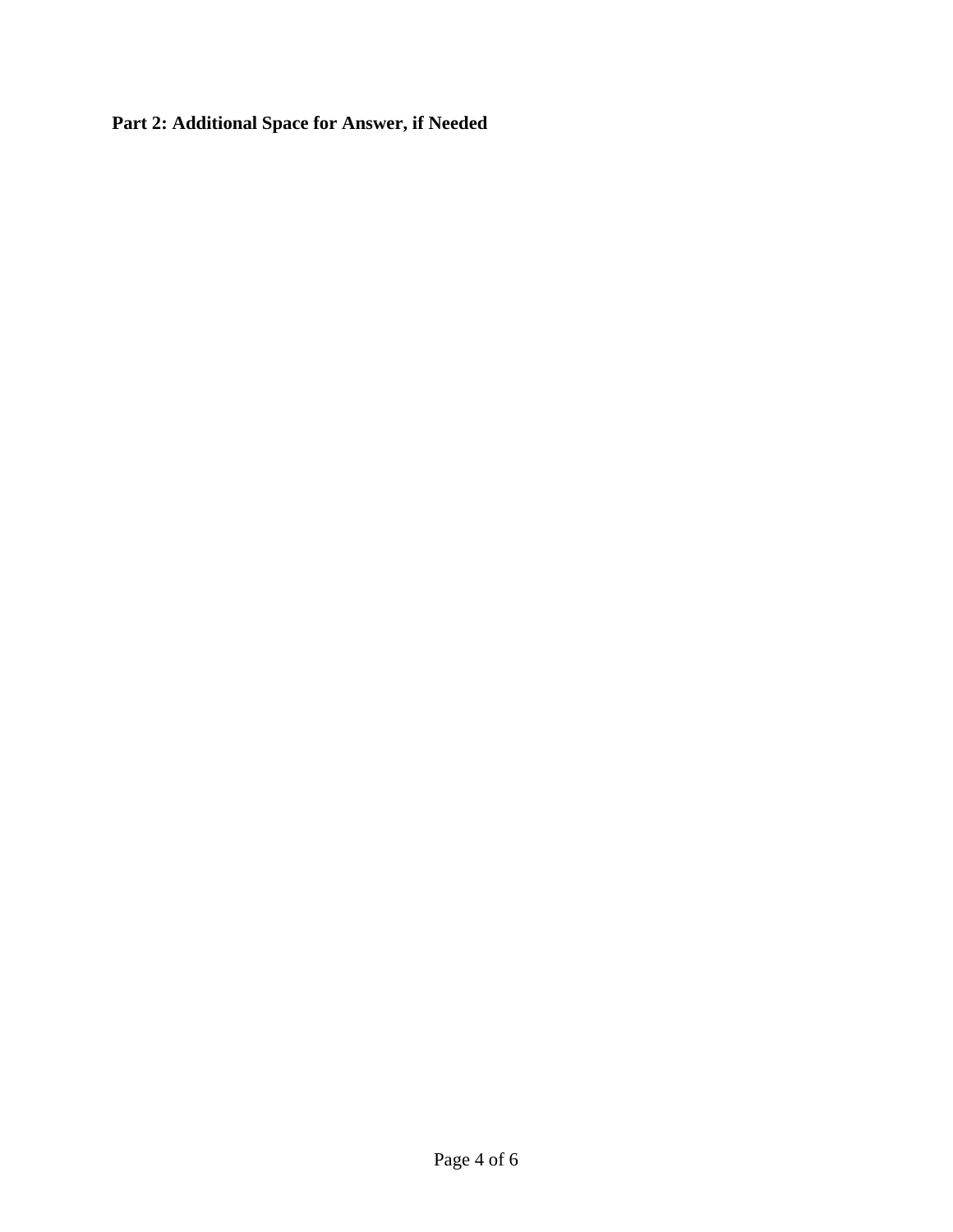**Part 2: Additional Space for Answer, if Needed**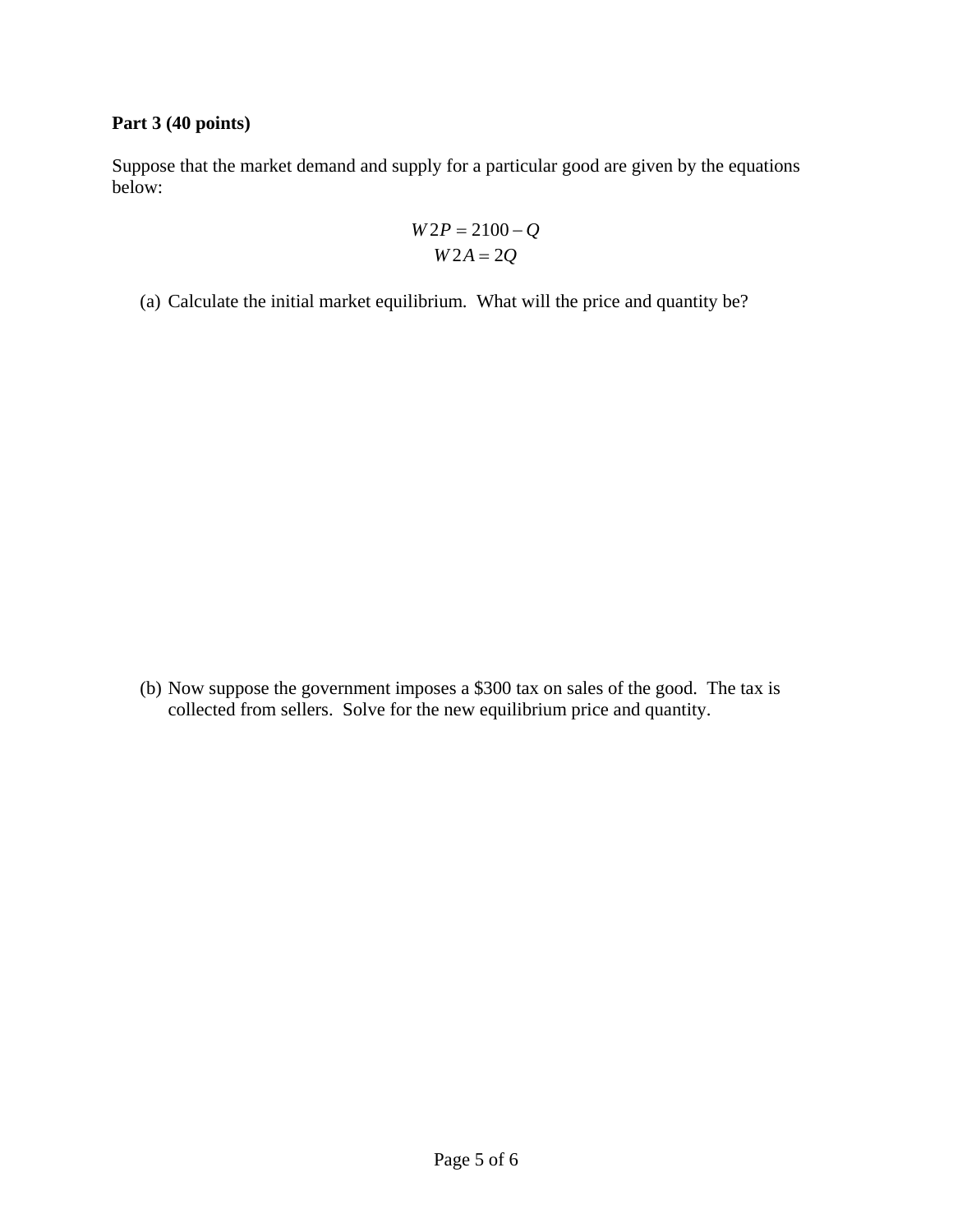**Part 3 (40 points)**

Suppose that the market demand and supply for a particular good are given by the equations below:

$$W2P = 2100 - Q$$
$$W2A = 2Q$$

(a) Calculate the initial market equilibrium. What will the price and quantity be?

(b) Now suppose the government imposes a $300 tax on sales of the good. The tax is collected from sellers. Solve for the new equilibrium price and quantity.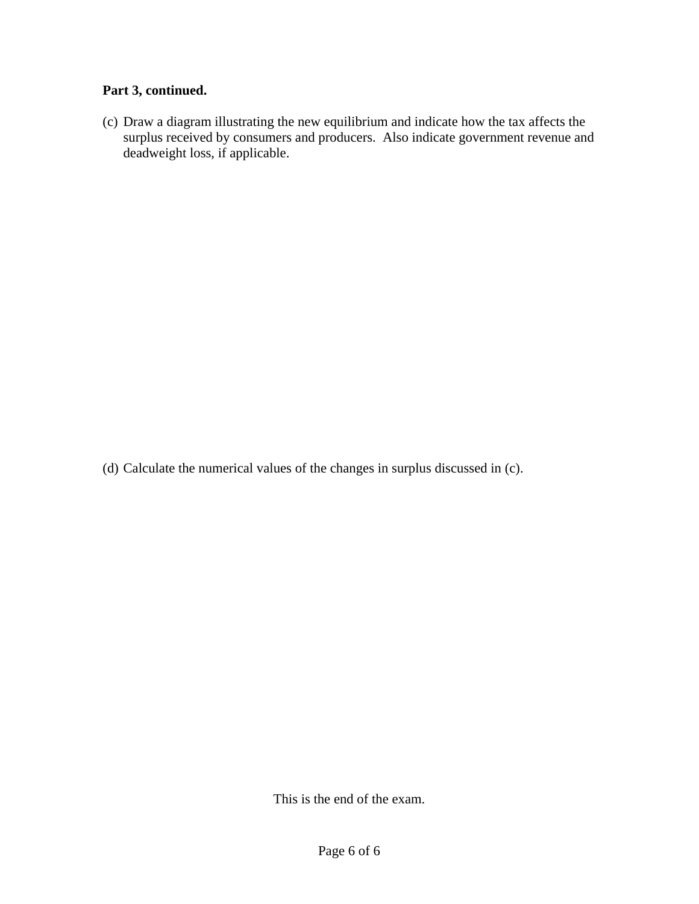**Part 3, continued.**

(c) Draw a diagram illustrating the new equilibrium and indicate how the tax affects the surplus received by consumers and producers. Also indicate government revenue and deadweight loss, if applicable.

(d) Calculate the numerical values of the changes in surplus discussed in (c).

This is the end of the exam.